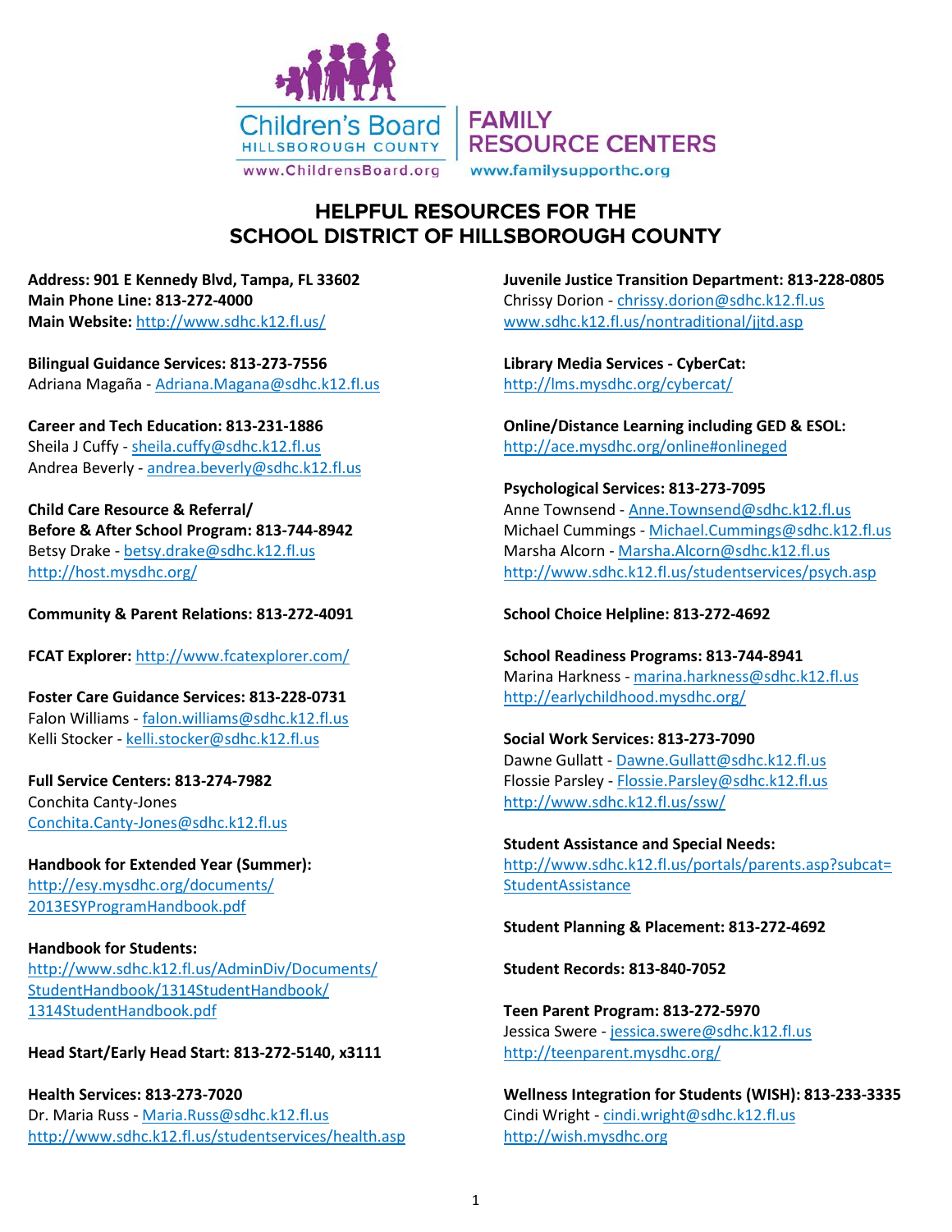Children's Board HILLSBOROUGH COUNTY
www.ChildrensBoard.org

FAMILY RESOURCE CENTERS
www.familysupporthc.org

# HELPFUL RESOURCES FOR THE SCHOOL DISTRICT OF HILLSBOROUGH COUNTY

**Address: 901 E Kennedy Blvd, Tampa, FL 33602**
**Main Phone Line: 813-272-4000**
**Main Website:** http://www.sdhc.k12.fl.us/

**Bilingual Guidance Services: 813-273-7556**
Adriana Magaña - Adriana.Magana@sdhc.k12.fl.us

**Career and Tech Education: 813-231-1886**
Sheila J Cuffy - sheila.cuffy@sdhc.k12.fl.us
Andrea Beverly - andrea.beverly@sdhc.k12.fl.us

**Child Care Resource & Referral/ Before & After School Program: 813-744-8942**
Betsy Drake - betsy.drake@sdhc.k12.fl.us
http://host.mysdhc.org/

**Community & Parent Relations: 813-272-4091**

**FCAT Explorer:** http://www.fcatexplorer.com/

**Foster Care Guidance Services: 813-228-0731**
Falon Williams - falon.williams@sdhc.k12.fl.us
Kelli Stocker - kelli.stocker@sdhc.k12.fl.us

**Full Service Centers: 813-274-7982**
Conchita Canty-Jones
Conchita.Canty-Jones@sdhc.k12.fl.us

**Handbook for Extended Year (Summer):**
http://esy.mysdhc.org/documents/2013ESYProgramHandbook.pdf

**Handbook for Students:**
http://www.sdhc.k12.fl.us/AdminDiv/Documents/StudentHandbook/1314StudentHandbook/1314StudentHandbook.pdf

**Head Start/Early Head Start: 813-272-5140, x3111**

**Health Services: 813-273-7020**
Dr. Maria Russ - Maria.Russ@sdhc.k12.fl.us
http://www.sdhc.k12.fl.us/studentservices/health.asp

**Juvenile Justice Transition Department: 813-228-0805**
Chrissy Dorion - chrissy.dorion@sdhc.k12.fl.us
www.sdhc.k12.fl.us/nontraditional/jjtd.asp

**Library Media Services - CyberCat:**
http://lms.mysdhc.org/cybercat/

**Online/Distance Learning including GED & ESOL:**
http://ace.mysdhc.org/online#onlineged

**Psychological Services: 813-273-7095**
Anne Townsend - Anne.Townsend@sdhc.k12.fl.us
Michael Cummings - Michael.Cummings@sdhc.k12.fl.us
Marsha Alcorn - Marsha.Alcorn@sdhc.k12.fl.us
http://www.sdhc.k12.fl.us/studentservices/psych.asp

**School Choice Helpline: 813-272-4692**

**School Readiness Programs: 813-744-8941**
Marina Harkness - marina.harkness@sdhc.k12.fl.us
http://earlychildhood.mysdhc.org/

**Social Work Services: 813-273-7090**
Dawne Gullatt - Dawne.Gullatt@sdhc.k12.fl.us
Flossie Parsley - Flossie.Parsley@sdhc.k12.fl.us
http://www.sdhc.k12.fl.us/ssw/

**Student Assistance and Special Needs:**
http://www.sdhc.k12.fl.us/portals/parents.asp?subcat=StudentAssistance

**Student Planning & Placement: 813-272-4692**

**Student Records: 813-840-7052**

**Teen Parent Program: 813-272-5970**
Jessica Swere - jessica.swere@sdhc.k12.fl.us
http://teenparent.mysdhc.org/

**Wellness Integration for Students (WISH): 813-233-3335**
Cindi Wright - cindi.wright@sdhc.k12.fl.us
http://wish.mysdhc.org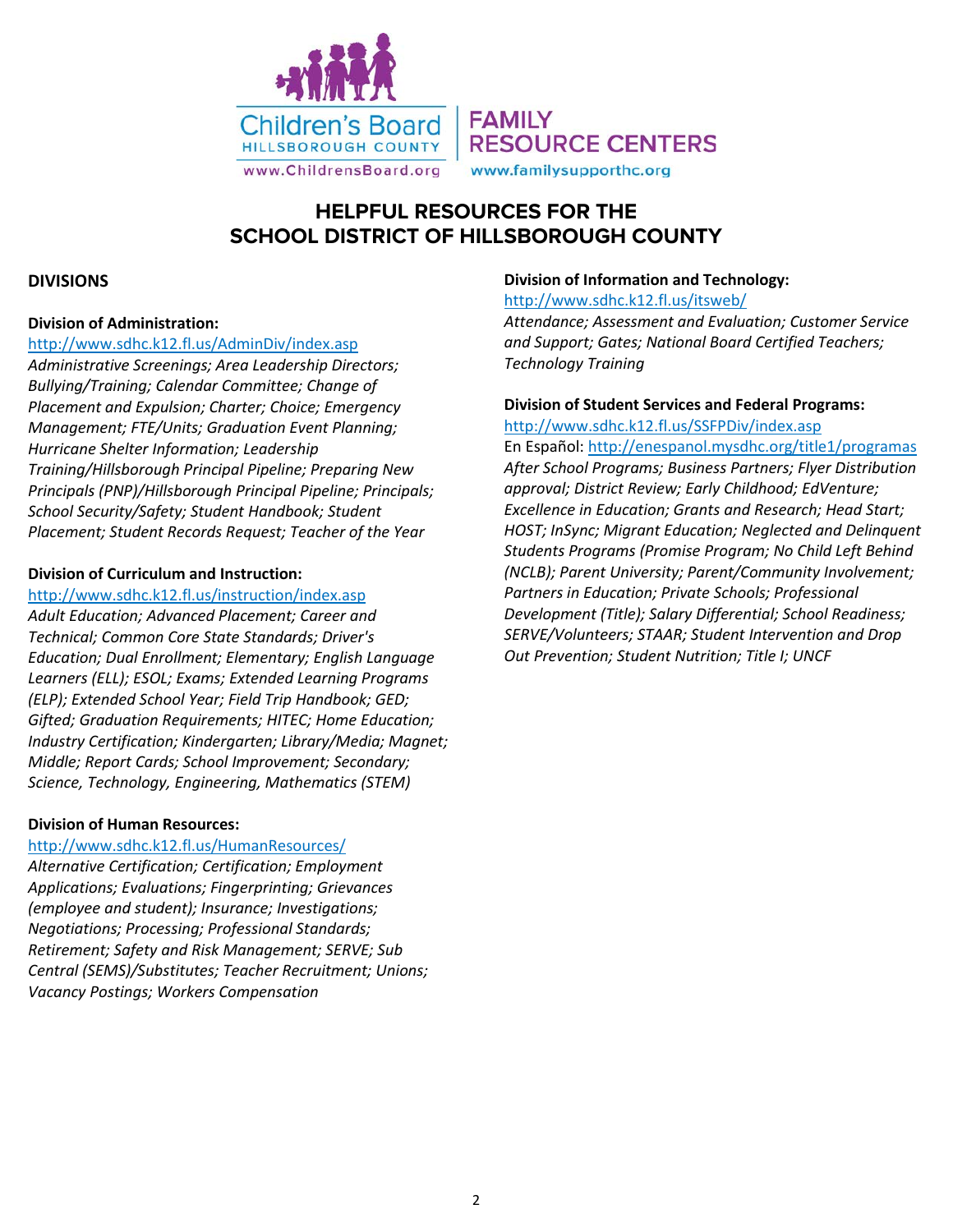Children's Board
HILLSBOROUGH COUNTY
www.ChildrensBoard.org

FAMILY
RESOURCE CENTERS
www.familysupporthc.org

# HELPFUL RESOURCES FOR THE SCHOOL DISTRICT OF HILLSBOROUGH COUNTY

## DIVISIONS

**Division of Administration:**
http://www.sdhc.k12.fl.us/AdminDiv/index.asp
*Administrative Screenings; Area Leadership Directors; Bullying/Training; Calendar Committee; Change of Placement and Expulsion; Charter; Choice; Emergency Management; FTE/Units; Graduation Event Planning; Hurricane Shelter Information; Leadership Training/Hillsborough Principal Pipeline; Preparing New Principals (PNP)/Hillsborough Principal Pipeline; Principals; School Security/Safety; Student Handbook; Student Placement; Student Records Request; Teacher of the Year*

**Division of Curriculum and Instruction:**
http://www.sdhc.k12.fl.us/instruction/index.asp
*Adult Education; Advanced Placement; Career and Technical; Common Core State Standards; Driver's Education; Dual Enrollment; Elementary; English Language Learners (ELL); ESOL; Exams; Extended Learning Programs (ELP); Extended School Year; Field Trip Handbook; GED; Gifted; Graduation Requirements; HITEC; Home Education; Industry Certification; Kindergarten; Library/Media; Magnet; Middle; Report Cards; School Improvement; Secondary; Science, Technology, Engineering, Mathematics (STEM)*

**Division of Human Resources:**
http://www.sdhc.k12.fl.us/HumanResources/
*Alternative Certification; Certification; Employment Applications; Evaluations; Fingerprinting; Grievances (employee and student); Insurance; Investigations; Negotiations; Processing; Professional Standards; Retirement; Safety and Risk Management; SERVE; Sub Central (SEMS)/Substitutes; Teacher Recruitment; Unions; Vacancy Postings; Workers Compensation*

**Division of Information and Technology:**
http://www.sdhc.k12.fl.us/itsweb/
*Attendance; Assessment and Evaluation; Customer Service and Support; Gates; National Board Certified Teachers; Technology Training*

**Division of Student Services and Federal Programs:**
http://www.sdhc.k12.fl.us/SSFPDiv/index.asp
En Español: http://enespanol.mysdhc.org/title1/programas
*After School Programs; Business Partners; Flyer Distribution approval; District Review; Early Childhood; EdVenture; Excellence in Education; Grants and Research; Head Start; HOST; InSync; Migrant Education; Neglected and Delinquent Students Programs (Promise Program; No Child Left Behind (NCLB); Parent University; Parent/Community Involvement; Partners in Education; Private Schools; Professional Development (Title); Salary Differential; School Readiness; SERVE/Volunteers; STAAR; Student Intervention and Drop Out Prevention; Student Nutrition; Title I; UNCF*